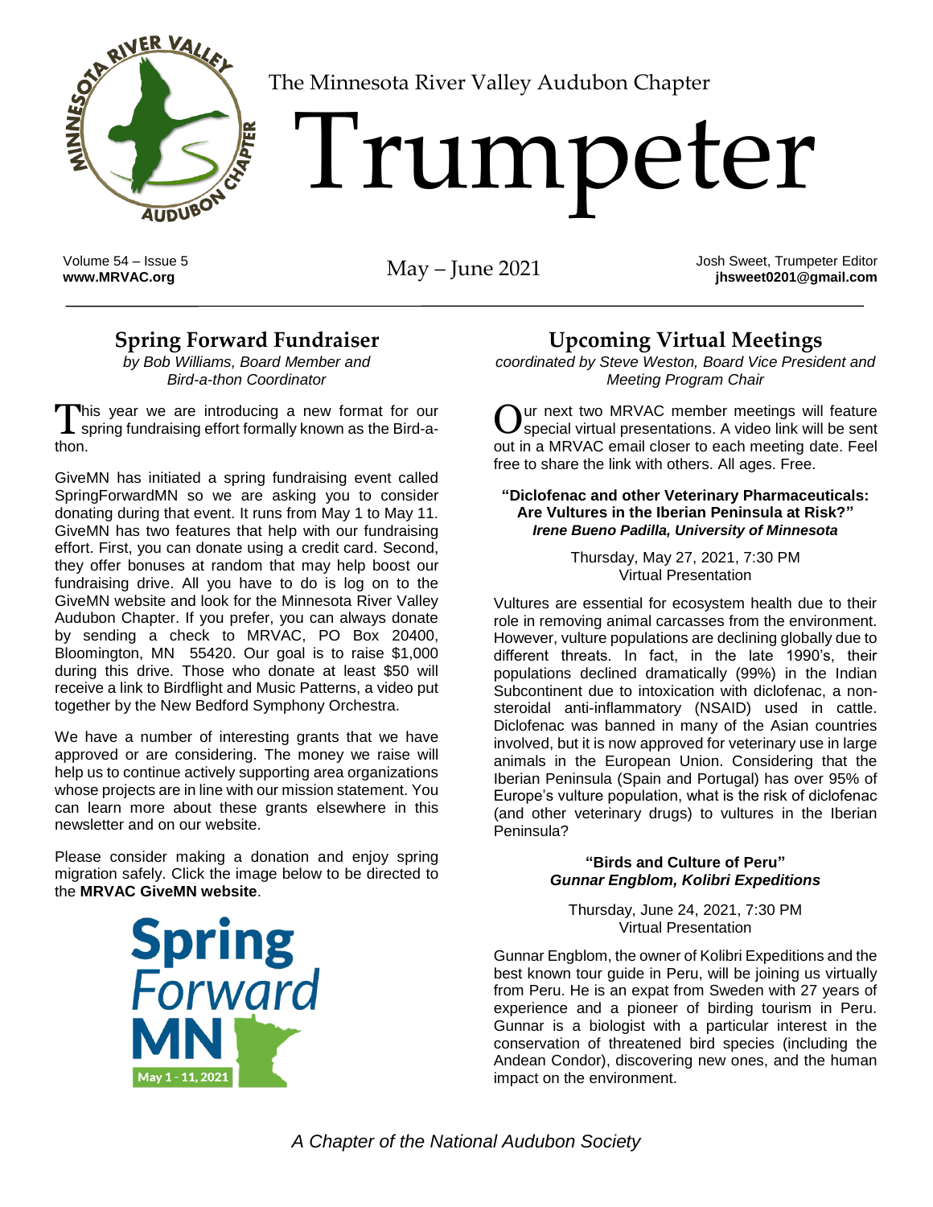# The Minnesota River Valley Audubon Chapter

# Trumpeter

Volume 54 – Issue 5
**www.MRVAC.org**

May – June 2021

Josh Sweet, Trumpeter Editor
**jhsweet0201@gmail.com**

## Spring Forward Fundraiser

*by Bob Williams, Board Member and Bird-a-thon Coordinator*

This year we are introducing a new format for our spring fundraising effort formally known as the Bird-a-thon.

GiveMN has initiated a spring fundraising event called SpringForwardMN so we are asking you to consider donating during that event. It runs from May 1 to May 11. GiveMN has two features that help with our fundraising effort. First, you can donate using a credit card. Second, they offer bonuses at random that may help boost our fundraising drive. All you have to do is log on to the GiveMN website and look for the Minnesota River Valley Audubon Chapter. If you prefer, you can always donate by sending a check to MRVAC, PO Box 20400, Bloomington, MN 55420. Our goal is to raise $1,000 during this drive. Those who donate at least $50 will receive a link to Birdflight and Music Patterns, a video put together by the New Bedford Symphony Orchestra.

We have a number of interesting grants that we have approved or are considering. The money we raise will help us to continue actively supporting area organizations whose projects are in line with our mission statement. You can learn more about these grants elsewhere in this newsletter and on our website.

Please consider making a donation and enjoy spring migration safely. Click the image below to be directed to the **MRVAC GiveMN website**.

Spring Forward MN
May 1 - 11, 2021

## Upcoming Virtual Meetings

*coordinated by Steve Weston, Board Vice President and Meeting Program Chair*

Our next two MRVAC member meetings will feature special virtual presentations. A video link will be sent out in a MRVAC email closer to each meeting date. Feel free to share the link with others. All ages. Free.

**"Diclofenac and other Veterinary Pharmaceuticals: Are Vultures in the Iberian Peninsula at Risk?"**
***Irene Bueno Padilla, University of Minnesota***

Thursday, May 27, 2021, 7:30 PM
Virtual Presentation

Vultures are essential for ecosystem health due to their role in removing animal carcasses from the environment. However, vulture populations are declining globally due to different threats. In fact, in the late 1990's, their populations declined dramatically (99%) in the Indian Subcontinent due to intoxication with diclofenac, a non-steroidal anti-inflammatory (NSAID) used in cattle. Diclofenac was banned in many of the Asian countries involved, but it is now approved for veterinary use in large animals in the European Union. Considering that the Iberian Peninsula (Spain and Portugal) has over 95% of Europe's vulture population, what is the risk of diclofenac (and other veterinary drugs) to vultures in the Iberian Peninsula?

**"Birds and Culture of Peru"**
***Gunnar Engblom, Kolibri Expeditions***

Thursday, June 24, 2021, 7:30 PM
Virtual Presentation

Gunnar Engblom, the owner of Kolibri Expeditions and the best known tour guide in Peru, will be joining us virtually from Peru. He is an expat from Sweden with 27 years of experience and a pioneer of birding tourism in Peru. Gunnar is a biologist with a particular interest in the conservation of threatened bird species (including the Andean Condor), discovering new ones, and the human impact on the environment.

*A Chapter of the National Audubon Society*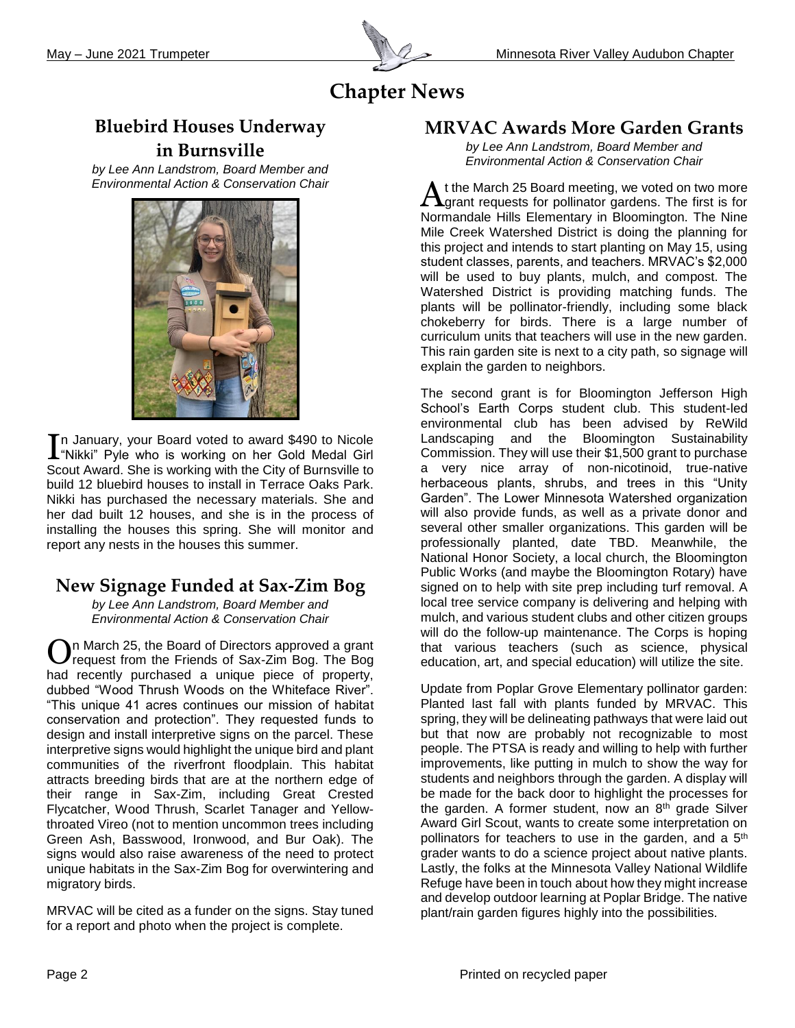# Chapter News

## Bluebird Houses Underway in Burnsville

*by Lee Ann Landstrom, Board Member and Environmental Action & Conservation Chair*

In January, your Board voted to award $490 to Nicole "Nikki" Pyle who is working on her Gold Medal Girl Scout Award. She is working with the City of Burnsville to build 12 bluebird houses to install in Terrace Oaks Park. Nikki has purchased the necessary materials. She and her dad built 12 houses, and she is in the process of installing the houses this spring. She will monitor and report any nests in the houses this summer.

## New Signage Funded at Sax-Zim Bog

*by Lee Ann Landstrom, Board Member and Environmental Action & Conservation Chair*

On March 25, the Board of Directors approved a grant request from the Friends of Sax-Zim Bog. The Bog had recently purchased a unique piece of property, dubbed "Wood Thrush Woods on the Whiteface River". "This unique 41 acres continues our mission of habitat conservation and protection". They requested funds to design and install interpretive signs on the parcel. These interpretive signs would highlight the unique bird and plant communities of the riverfront floodplain. This habitat attracts breeding birds that are at the northern edge of their range in Sax-Zim, including Great Crested Flycatcher, Wood Thrush, Scarlet Tanager and Yellow-throated Vireo (not to mention uncommon trees including Green Ash, Basswood, Ironwood, and Bur Oak). The signs would also raise awareness of the need to protect unique habitats in the Sax-Zim Bog for overwintering and migratory birds.

MRVAC will be cited as a funder on the signs. Stay tuned for a report and photo when the project is complete.

## MRVAC Awards More Garden Grants

*by Lee Ann Landstrom, Board Member and Environmental Action & Conservation Chair*

At the March 25 Board meeting, we voted on two more grant requests for pollinator gardens. The first is for Normandale Hills Elementary in Bloomington. The Nine Mile Creek Watershed District is doing the planning for this project and intends to start planting on May 15, using student classes, parents, and teachers. MRVAC's $2,000 will be used to buy plants, mulch, and compost. The Watershed District is providing matching funds. The plants will be pollinator-friendly, including some black chokeberry for birds. There is a large number of curriculum units that teachers will use in the new garden. This rain garden site is next to a city path, so signage will explain the garden to neighbors.

The second grant is for Bloomington Jefferson High School's Earth Corps student club. This student-led environmental club has been advised by ReWild Landscaping and the Bloomington Sustainability Commission. They will use their $1,500 grant to purchase a very nice array of non-nicotinoid, true-native herbaceous plants, shrubs, and trees in this "Unity Garden". The Lower Minnesota Watershed organization will also provide funds, as well as a private donor and several other smaller organizations. This garden will be professionally planted, date TBD. Meanwhile, the National Honor Society, a local church, the Bloomington Public Works (and maybe the Bloomington Rotary) have signed on to help with site prep including turf removal. A local tree service company is delivering and helping with mulch, and various student clubs and other citizen groups will do the follow-up maintenance. The Corps is hoping that various teachers (such as science, physical education, art, and special education) will utilize the site.

Update from Poplar Grove Elementary pollinator garden: Planted last fall with plants funded by MRVAC. This spring, they will be delineating pathways that were laid out but that now are probably not recognizable to most people. The PTSA is ready and willing to help with further improvements, like putting in mulch to show the way for students and neighbors through the garden. A display will be made for the back door to highlight the processes for the garden. A former student, now an 8th grade Silver Award Girl Scout, wants to create some interpretation on pollinators for teachers to use in the garden, and a 5th grader wants to do a science project about native plants. Lastly, the folks at the Minnesota Valley National Wildlife Refuge have been in touch about how they might increase and develop outdoor learning at Poplar Bridge. The native plant/rain garden figures highly into the possibilities.

Printed on recycled paper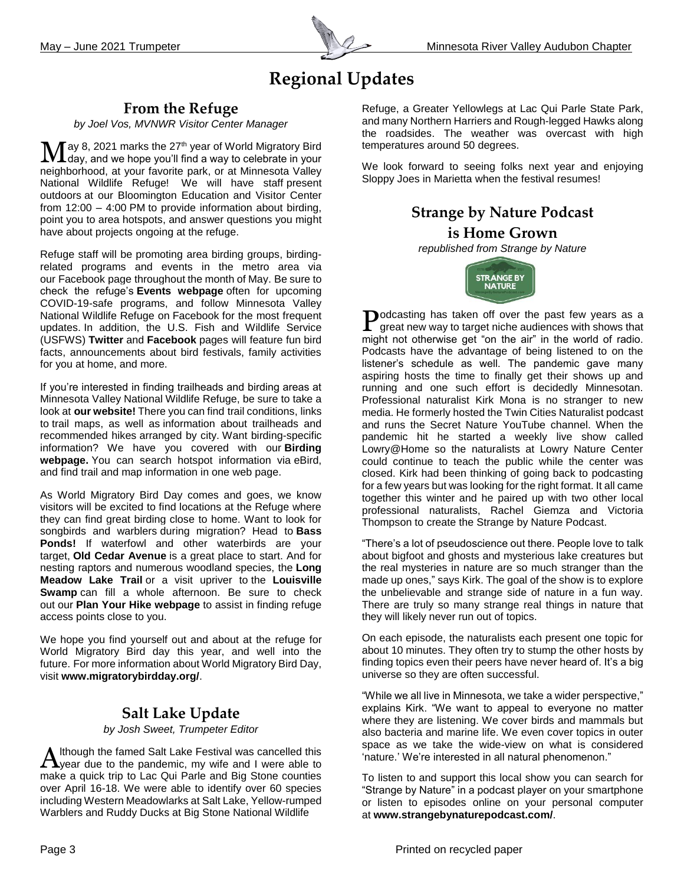# Regional Updates

## From the Refuge

*by Joel Vos, MVNWR Visitor Center Manager*

May 8, 2021 marks the 27th year of World Migratory Bird day, and we hope you'll find a way to celebrate in your neighborhood, at your favorite park, or at Minnesota Valley National Wildlife Refuge! We will have staff present outdoors at our Bloomington Education and Visitor Center from 12:00 – 4:00 PM to provide information about birding, point you to area hotspots, and answer questions you might have about projects ongoing at the refuge.

Refuge staff will be promoting area birding groups, birding-related programs and events in the metro area via our Facebook page throughout the month of May. Be sure to check the refuge's **Events webpage** often for upcoming COVID-19-safe programs, and follow Minnesota Valley National Wildlife Refuge on Facebook for the most frequent updates. In addition, the U.S. Fish and Wildlife Service (USFWS) **Twitter** and **Facebook** pages will feature fun bird facts, announcements about bird festivals, family activities for you at home, and more.

If you're interested in finding trailheads and birding areas at Minnesota Valley National Wildlife Refuge, be sure to take a look at **our website!** There you can find trail conditions, links to trail maps, as well as information about trailheads and recommended hikes arranged by city. Want birding-specific information? We have you covered with our **Birding webpage.** You can search hotspot information via eBird, and find trail and map information in one web page.

As World Migratory Bird Day comes and goes, we know visitors will be excited to find locations at the Refuge where they can find great birding close to home. Want to look for songbirds and warblers during migration? Head to **Bass Ponds!** If waterfowl and other waterbirds are your target, **Old Cedar Avenue** is a great place to start. And for nesting raptors and numerous woodland species, the **Long Meadow Lake Trail** or a visit upriver to the **Louisville Swamp** can fill a whole afternoon. Be sure to check out our **Plan Your Hike webpage** to assist in finding refuge access points close to you.

We hope you find yourself out and about at the refuge for World Migratory Bird day this year, and well into the future. For more information about World Migratory Bird Day, visit **www.migratorybirdday.org/**.

## Salt Lake Update

*by Josh Sweet, Trumpeter Editor*

Although the famed Salt Lake Festival was cancelled this year due to the pandemic, my wife and I were able to make a quick trip to Lac Qui Parle and Big Stone counties over April 16-18. We were able to identify over 60 species including Western Meadowlarks at Salt Lake, Yellow-rumped Warblers and Ruddy Ducks at Big Stone National Wildlife Refuge, a Greater Yellowlegs at Lac Qui Parle State Park, and many Northern Harriers and Rough-legged Hawks along the roadsides. The weather was overcast with high temperatures around 50 degrees.

We look forward to seeing folks next year and enjoying Sloppy Joes in Marietta when the festival resumes!

## Strange by Nature Podcast is Home Grown

*republished from Strange by Nature*

Podcasting has taken off over the past few years as a great new way to target niche audiences with shows that might not otherwise get "on the air" in the world of radio. Podcasts have the advantage of being listened to on the listener's schedule as well. The pandemic gave many aspiring hosts the time to finally get their shows up and running and one such effort is decidedly Minnesotan. Professional naturalist Kirk Mona is no stranger to new media. He formerly hosted the Twin Cities Naturalist podcast and runs the Secret Nature YouTube channel. When the pandemic hit he started a weekly live show called Lowry@Home so the naturalists at Lowry Nature Center could continue to teach the public while the center was closed. Kirk had been thinking of going back to podcasting for a few years but was looking for the right format. It all came together this winter and he paired up with two other local professional naturalists, Rachel Giemza and Victoria Thompson to create the Strange by Nature Podcast.

"There's a lot of pseudoscience out there. People love to talk about bigfoot and ghosts and mysterious lake creatures but the real mysteries in nature are so much stranger than the made up ones," says Kirk. The goal of the show is to explore the unbelievable and strange side of nature in a fun way. There are truly so many strange real things in nature that they will likely never run out of topics.

On each episode, the naturalists each present one topic for about 10 minutes. They often try to stump the other hosts by finding topics even their peers have never heard of. It's a big universe so they are often successful.

"While we all live in Minnesota, we take a wider perspective," explains Kirk. "We want to appeal to everyone no matter where they are listening. We cover birds and mammals but also bacteria and marine life. We even cover topics in outer space as we take the wide-view on what is considered 'nature.' We're interested in all natural phenomenon."

To listen to and support this local show you can search for "Strange by Nature" in a podcast player on your smartphone or listen to episodes online on your personal computer at **www.strangebynaturepodcast.com/**.

Printed on recycled paper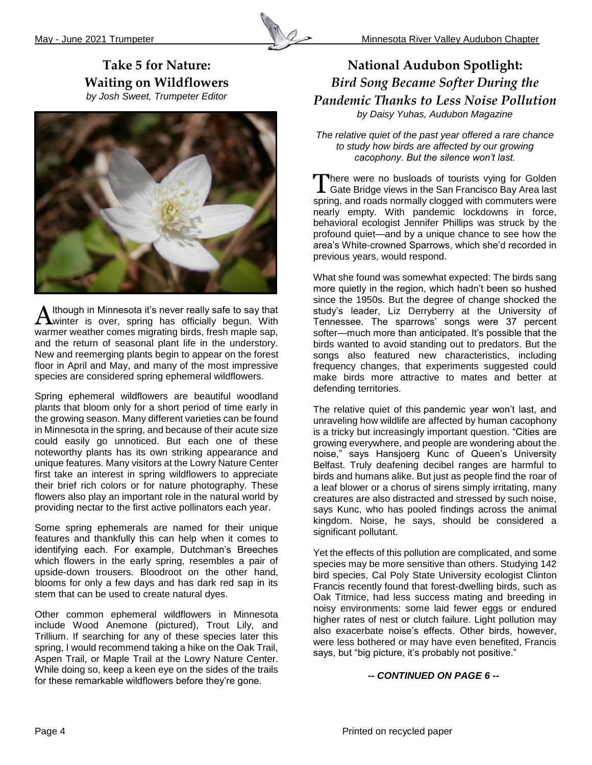## Take 5 for Nature: Waiting on Wildflowers

*by Josh Sweet, Trumpeter Editor*

Although in Minnesota it's never really safe to say that winter is over, spring has officially begun. With warmer weather comes migrating birds, fresh maple sap, and the return of seasonal plant life in the understory. New and reemerging plants begin to appear on the forest floor in April and May, and many of the most impressive species are considered spring ephemeral wildflowers.

Spring ephemeral wildflowers are beautiful woodland plants that bloom only for a short period of time early in the growing season. Many different varieties can be found in Minnesota in the spring, and because of their acute size could easily go unnoticed. But each one of these noteworthy plants has its own striking appearance and unique features. Many visitors at the Lowry Nature Center first take an interest in spring wildflowers to appreciate their brief rich colors or for nature photography. These flowers also play an important role in the natural world by providing nectar to the first active pollinators each year.

Some spring ephemerals are named for their unique features and thankfully this can help when it comes to identifying each. For example, Dutchman's Breeches which flowers in the early spring, resembles a pair of upside-down trousers. Bloodroot on the other hand, blooms for only a few days and has dark red sap in its stem that can be used to create natural dyes.

Other common ephemeral wildflowers in Minnesota include Wood Anemone (pictured), Trout Lily, and Trillium. If searching for any of these species later this spring, I would recommend taking a hike on the Oak Trail, Aspen Trail, or Maple Trail at the Lowry Nature Center. While doing so, keep a keen eye on the sides of the trails for these remarkable wildflowers before they're gone.

## National Audubon Spotlight: *Bird Song Became Softer During the Pandemic Thanks to Less Noise Pollution*

*by Daisy Yuhas, Audubon Magazine*

*The relative quiet of the past year offered a rare chance to study how birds are affected by our growing cacophony. But the silence won't last.*

There were no busloads of tourists vying for Golden Gate Bridge views in the San Francisco Bay Area last spring, and roads normally clogged with commuters were nearly empty. With pandemic lockdowns in force, behavioral ecologist Jennifer Phillips was struck by the profound quiet—and by a unique chance to see how the area's White-crowned Sparrows, which she'd recorded in previous years, would respond.

What she found was somewhat expected: The birds sang more quietly in the region, which hadn't been so hushed since the 1950s. But the degree of change shocked the study's leader, Liz Derryberry at the University of Tennessee. The sparrows' songs were 37 percent softer—much more than anticipated. It's possible that the birds wanted to avoid standing out to predators. But the songs also featured new characteristics, including frequency changes, that experiments suggested could make birds more attractive to mates and better at defending territories.

The relative quiet of this pandemic year won't last, and unraveling how wildlife are affected by human cacophony is a tricky but increasingly important question. "Cities are growing everywhere, and people are wondering about the noise," says Hansjoerg Kunc of Queen's University Belfast. Truly deafening decibel ranges are harmful to birds and humans alike. But just as people find the roar of a leaf blower or a chorus of sirens simply irritating, many creatures are also distracted and stressed by such noise, says Kunc, who has pooled findings across the animal kingdom. Noise, he says, should be considered a significant pollutant.

Yet the effects of this pollution are complicated, and some species may be more sensitive than others. Studying 142 bird species, Cal Poly State University ecologist Clinton Francis recently found that forest-dwelling birds, such as Oak Titmice, had less success mating and breeding in noisy environments: some laid fewer eggs or endured higher rates of nest or clutch failure. Light pollution may also exacerbate noise's effects. Other birds, however, were less bothered or may have even benefited, Francis says, but "big picture, it's probably not positive."

***-- CONTINUED ON PAGE 6 --***

Printed on recycled paper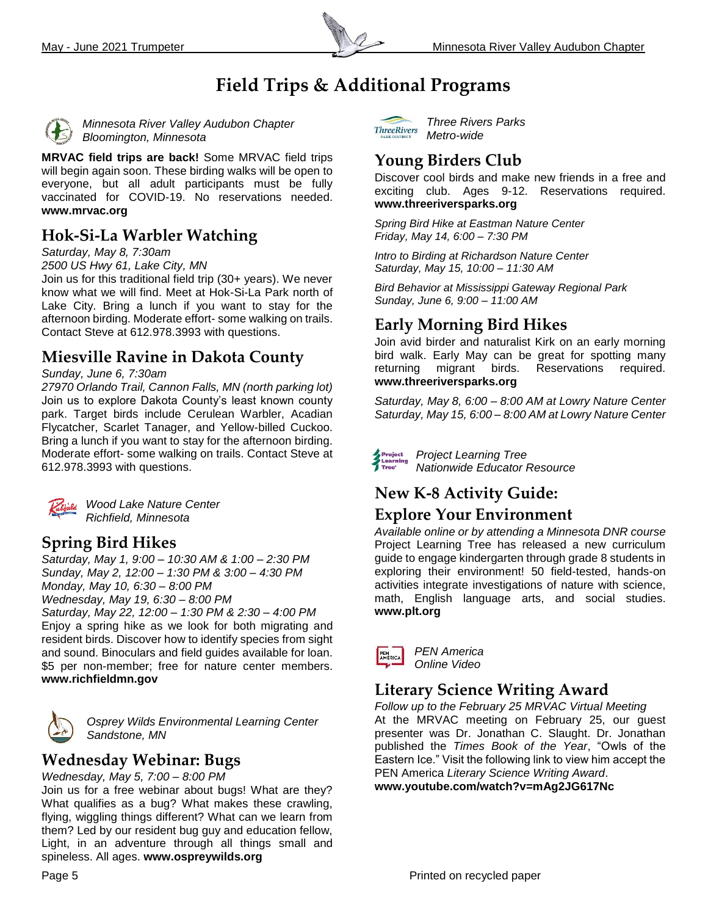# Field Trips & Additional Programs

*Minnesota River Valley Audubon Chapter*
*Bloomington, Minnesota*

**MRVAC field trips are back!** Some MRVAC field trips will begin again soon. These birding walks will be open to everyone, but all adult participants must be fully vaccinated for COVID-19. No reservations needed. **www.mrvac.org**

## Hok-Si-La Warbler Watching

*Saturday, May 8, 7:30am*
*2500 US Hwy 61, Lake City, MN*
Join us for this traditional field trip (30+ years). We never know what we will find. Meet at Hok-Si-La Park north of Lake City. Bring a lunch if you want to stay for the afternoon birding. Moderate effort- some walking on trails. Contact Steve at 612.978.3993 with questions.

## Miesville Ravine in Dakota County

*Sunday, June 6, 7:30am*
*27970 Orlando Trail, Cannon Falls, MN (north parking lot)*
Join us to explore Dakota County's least known county park. Target birds include Cerulean Warbler, Acadian Flycatcher, Scarlet Tanager, and Yellow-billed Cuckoo. Bring a lunch if you want to stay for the afternoon birding. Moderate effort- some walking on trails. Contact Steve at 612.978.3993 with questions.

*Wood Lake Nature Center*
*Richfield, Minnesota*

## Spring Bird Hikes

*Saturday, May 1, 9:00 – 10:30 AM & 1:00 – 2:30 PM*
*Sunday, May 2, 12:00 – 1:30 PM & 3:00 – 4:30 PM*
*Monday, May 10, 6:30 – 8:00 PM*
*Wednesday, May 19, 6:30 – 8:00 PM*
*Saturday, May 22, 12:00 – 1:30 PM & 2:30 – 4:00 PM*
Enjoy a spring hike as we look for both migrating and resident birds. Discover how to identify species from sight and sound. Binoculars and field guides available for loan. $5 per non-member; free for nature center members. **www.richfieldmn.gov**

*Osprey Wilds Environmental Learning Center*
*Sandstone, MN*

## Wednesday Webinar: Bugs

*Wednesday, May 5, 7:00 – 8:00 PM*
Join us for a free webinar about bugs! What are they? What qualifies as a bug? What makes these crawling, flying, wiggling things different? What can we learn from them? Led by our resident bug guy and education fellow, Light, in an adventure through all things small and spineless. All ages. **www.ospreywilds.org**

*Three Rivers Parks*
*Metro-wide*

## Young Birders Club

Discover cool birds and make new friends in a free and exciting club. Ages 9-12. Reservations required. **www.threeriversparks.org**

*Spring Bird Hike at Eastman Nature Center*
*Friday, May 14, 6:00 – 7:30 PM*

*Intro to Birding at Richardson Nature Center*
*Saturday, May 15, 10:00 – 11:30 AM*

*Bird Behavior at Mississippi Gateway Regional Park*
*Sunday, June 6, 9:00 – 11:00 AM*

## Early Morning Bird Hikes

Join avid birder and naturalist Kirk on an early morning bird walk. Early May can be great for spotting many returning migrant birds. Reservations required. **www.threeriversparks.org**

*Saturday, May 8, 6:00 – 8:00 AM at Lowry Nature Center*
*Saturday, May 15, 6:00 – 8:00 AM at Lowry Nature Center*

*Project Learning Tree*
*Nationwide Educator Resource*

## New K-8 Activity Guide: Explore Your Environment

*Available online or by attending a Minnesota DNR course*
Project Learning Tree has released a new curriculum guide to engage kindergarten through grade 8 students in exploring their environment! 50 field-tested, hands-on activities integrate investigations of nature with science, math, English language arts, and social studies. **www.plt.org**

*PEN America*
*Online Video*

## Literary Science Writing Award

*Follow up to the February 25 MRVAC Virtual Meeting*
At the MRVAC meeting on February 25, our guest presenter was Dr. Jonathan C. Slaught. Dr. Jonathan published the *Times Book of the Year*, "Owls of the Eastern Ice." Visit the following link to view him accept the PEN America *Literary Science Writing Award*.
**www.youtube.com/watch?v=mAg2JG617Nc**

Printed on recycled paper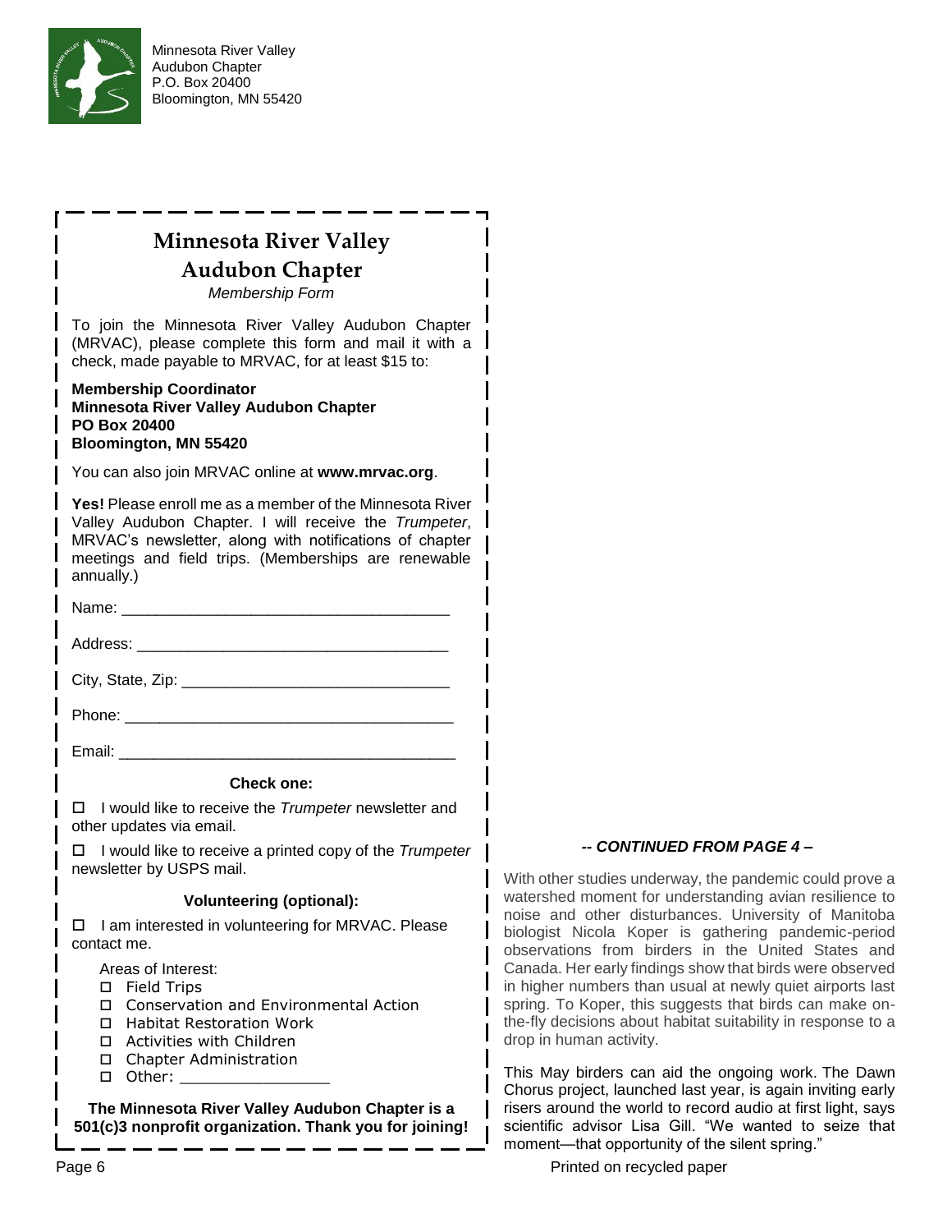Minnesota River Valley
Audubon Chapter
P.O. Box 20400
Bloomington, MN 55420

## Minnesota River Valley Audubon Chapter

*Membership Form*

To join the Minnesota River Valley Audubon Chapter (MRVAC), please complete this form and mail it with a check, made payable to MRVAC, for at least $15 to:

**Membership Coordinator**
**Minnesota River Valley Audubon Chapter**
**PO Box 20400**
**Bloomington, MN 55420**

You can also join MRVAC online at **www.mrvac.org**.

**Yes!** Please enroll me as a member of the Minnesota River Valley Audubon Chapter. I will receive the *Trumpeter*, MRVAC's newsletter, along with notifications of chapter meetings and field trips. (Memberships are renewable annually.)

Name: ______________________________________

Address: ____________________________________

City, State, Zip: _______________________________

Phone: ______________________________________

Email: _______________________________________

**Check one:**

☐ I would like to receive the *Trumpeter* newsletter and other updates via email.

☐ I would like to receive a printed copy of the *Trumpeter* newsletter by USPS mail.

**Volunteering (optional):**

☐ I am interested in volunteering for MRVAC. Please contact me.

Areas of Interest:

- ☐ Field Trips
- ☐ Conservation and Environmental Action
- ☐ Habitat Restoration Work
- ☐ Activities with Children
- ☐ Chapter Administration
- ☐ Other: _________________

**The Minnesota River Valley Audubon Chapter is a 501(c)3 nonprofit organization. Thank you for joining!**

***-- CONTINUED FROM PAGE 4 –***

With other studies underway, the pandemic could prove a watershed moment for understanding avian resilience to noise and other disturbances. University of Manitoba biologist Nicola Koper is gathering pandemic-period observations from birders in the United States and Canada. Her early findings show that birds were observed in higher numbers than usual at newly quiet airports last spring. To Koper, this suggests that birds can make on-the-fly decisions about habitat suitability in response to a drop in human activity.

This May birders can aid the ongoing work. The Dawn Chorus project, launched last year, is again inviting early risers around the world to record audio at first light, says scientific advisor Lisa Gill. "We wanted to seize that moment—that opportunity of the silent spring."

Printed on recycled paper